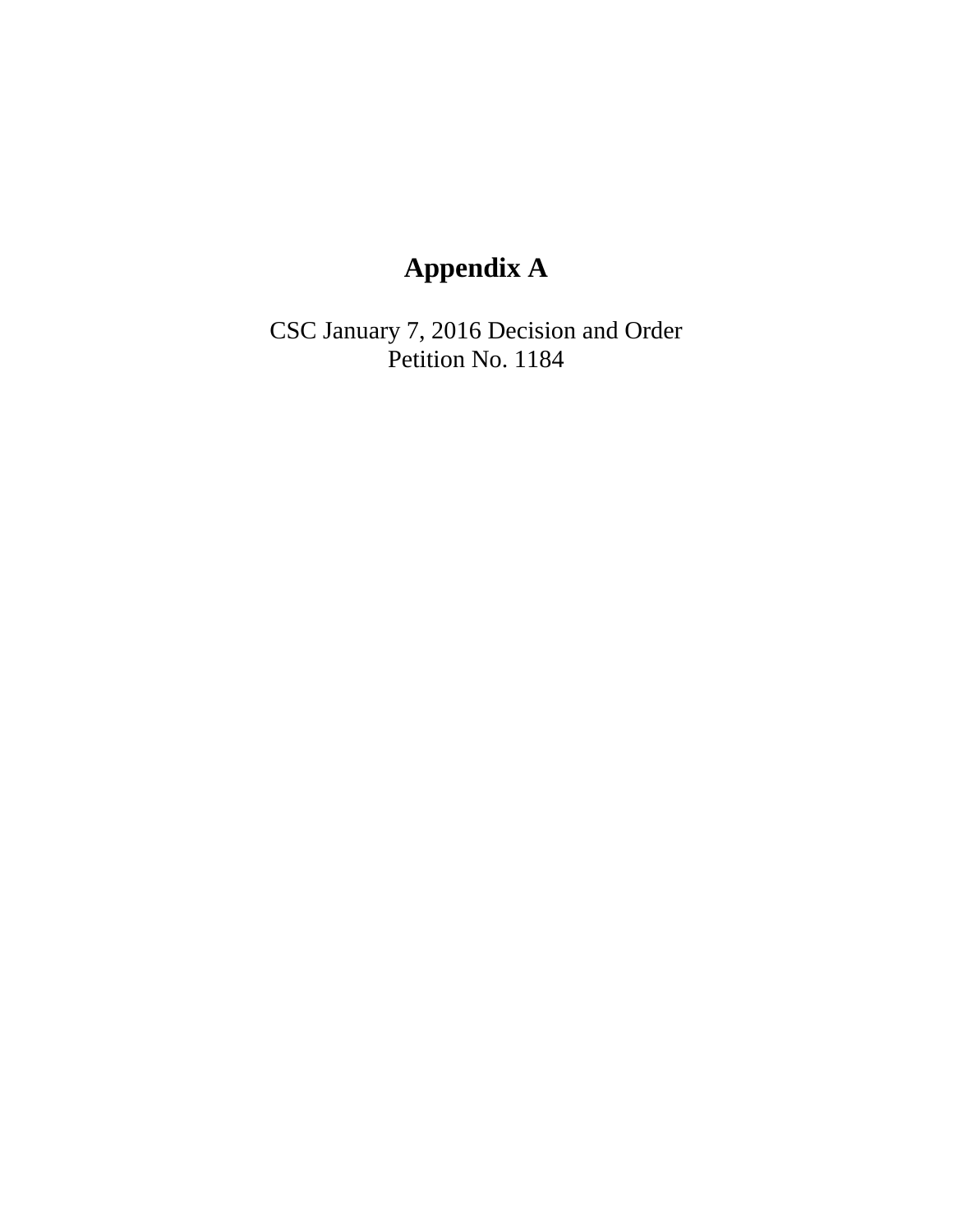# Appendix A

CSC January 7, 2016 Decision and Order
Petition No. 1184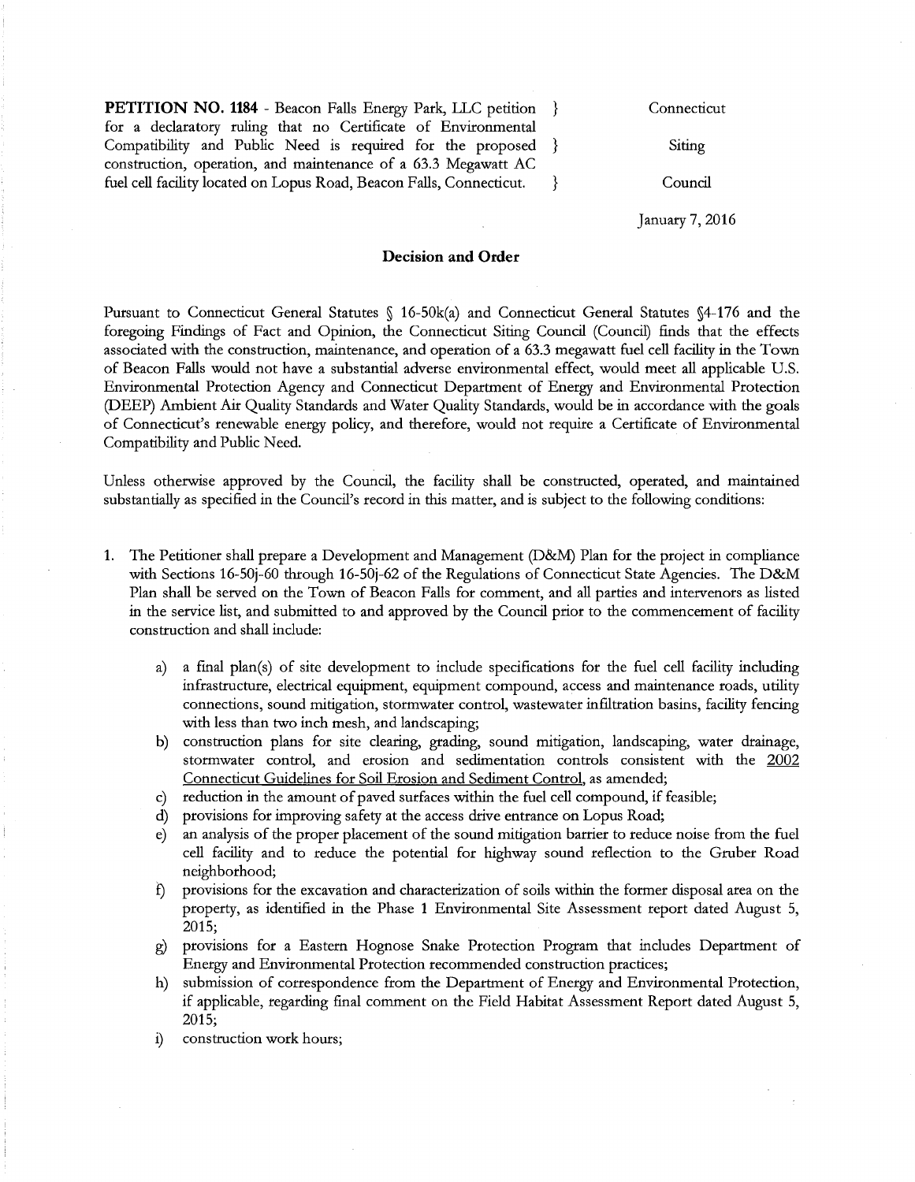**PETITION NO. 1184** - Beacon Falls Energy Park, LLC petition for a declaratory ruling that no Certificate of Environmental Compatibility and Public Need is required for the proposed construction, operation, and maintenance of a 63.3 Megawatt AC fuel cell facility located on Lopus Road, Beacon Falls, Connecticut.

Connecticut Siting Council

January 7, 2016

## Decision and Order

Pursuant to Connecticut General Statutes § 16-50k(a) and Connecticut General Statutes §4-176 and the foregoing Findings of Fact and Opinion, the Connecticut Siting Council (Council) finds that the effects associated with the construction, maintenance, and operation of a 63.3 megawatt fuel cell facility in the Town of Beacon Falls would not have a substantial adverse environmental effect, would meet all applicable U.S. Environmental Protection Agency and Connecticut Department of Energy and Environmental Protection (DEEP) Ambient Air Quality Standards and Water Quality Standards, would be in accordance with the goals of Connecticut's renewable energy policy, and therefore, would not require a Certificate of Environmental Compatibility and Public Need.

Unless otherwise approved by the Council, the facility shall be constructed, operated, and maintained substantially as specified in the Council's record in this matter, and is subject to the following conditions:

1. The Petitioner shall prepare a Development and Management (D&M) Plan for the project in compliance with Sections 16-50j-60 through 16-50j-62 of the Regulations of Connecticut State Agencies. The D&M Plan shall be served on the Town of Beacon Falls for comment, and all parties and intervenors as listed in the service list, and submitted to and approved by the Council prior to the commencement of facility construction and shall include:

   a) a final plan(s) of site development to include specifications for the fuel cell facility including infrastructure, electrical equipment, equipment compound, access and maintenance roads, utility connections, sound mitigation, stormwater control, wastewater infiltration basins, facility fencing with less than two inch mesh, and landscaping;
   b) construction plans for site clearing, grading, sound mitigation, landscaping, water drainage, stormwater control, and erosion and sedimentation controls consistent with the <u>2002 Connecticut Guidelines for Soil Erosion and Sediment Control</u>, as amended;
   c) reduction in the amount of paved surfaces within the fuel cell compound, if feasible;
   d) provisions for improving safety at the access drive entrance on Lopus Road;
   e) an analysis of the proper placement of the sound mitigation barrier to reduce noise from the fuel cell facility and to reduce the potential for highway sound reflection to the Gruber Road neighborhood;
   f) provisions for the excavation and characterization of soils within the former disposal area on the property, as identified in the Phase 1 Environmental Site Assessment report dated August 5, 2015;
   g) provisions for a Eastern Hognose Snake Protection Program that includes Department of Energy and Environmental Protection recommended construction practices;
   h) submission of correspondence from the Department of Energy and Environmental Protection, if applicable, regarding final comment on the Field Habitat Assessment Report dated August 5, 2015;
   i) construction work hours;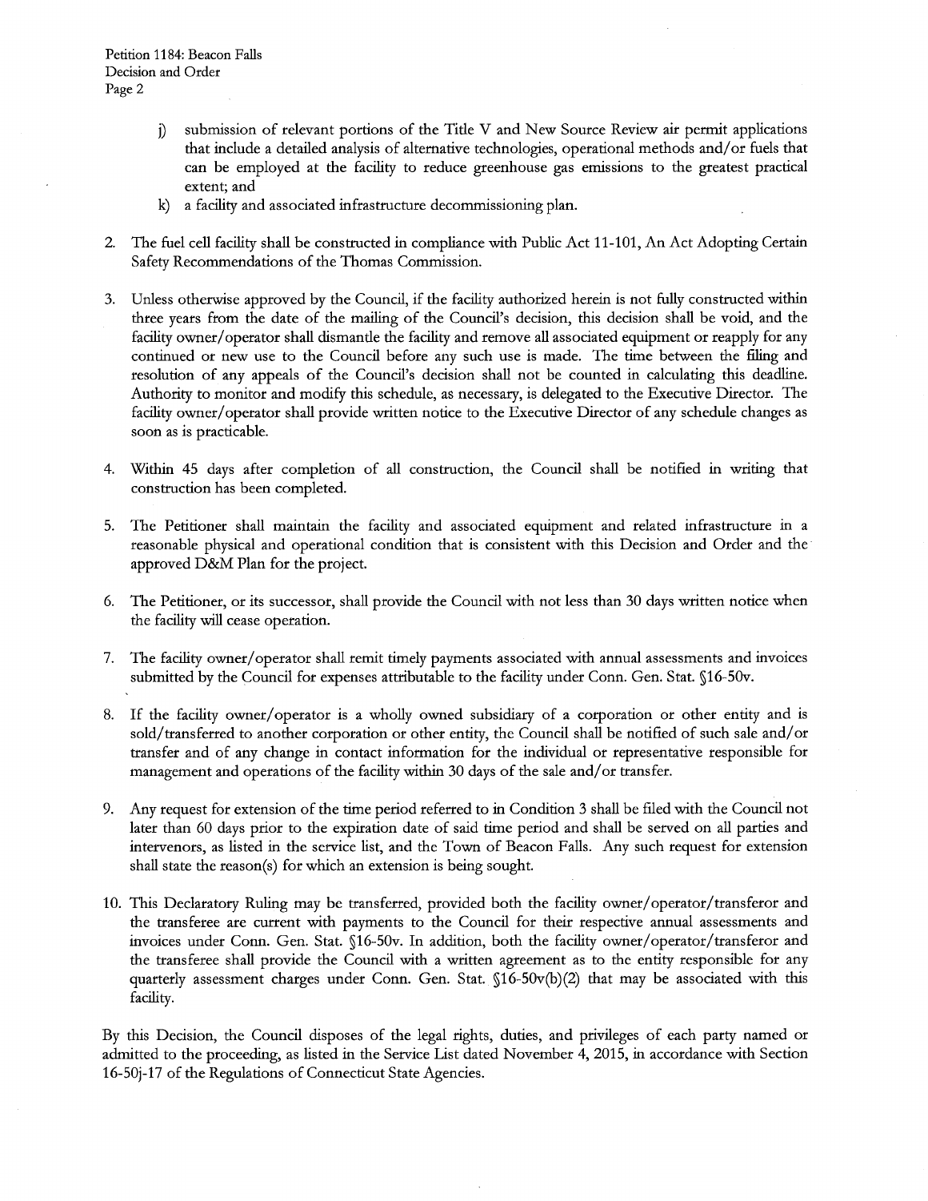j) submission of relevant portions of the Title V and New Source Review air permit applications that include a detailed analysis of alternative technologies, operational methods and/or fuels that can be employed at the facility to reduce greenhouse gas emissions to the greatest practical extent; and

k) a facility and associated infrastructure decommissioning plan.

2. The fuel cell facility shall be constructed in compliance with Public Act 11-101, An Act Adopting Certain Safety Recommendations of the Thomas Commission.

3. Unless otherwise approved by the Council, if the facility authorized herein is not fully constructed within three years from the date of the mailing of the Council's decision, this decision shall be void, and the facility owner/operator shall dismantle the facility and remove all associated equipment or reapply for any continued or new use to the Council before any such use is made. The time between the filing and resolution of any appeals of the Council's decision shall not be counted in calculating this deadline. Authority to monitor and modify this schedule, as necessary, is delegated to the Executive Director. The facility owner/operator shall provide written notice to the Executive Director of any schedule changes as soon as is practicable.

4. Within 45 days after completion of all construction, the Council shall be notified in writing that construction has been completed.

5. The Petitioner shall maintain the facility and associated equipment and related infrastructure in a reasonable physical and operational condition that is consistent with this Decision and Order and the approved D&M Plan for the project.

6. The Petitioner, or its successor, shall provide the Council with not less than 30 days written notice when the facility will cease operation.

7. The facility owner/operator shall remit timely payments associated with annual assessments and invoices submitted by the Council for expenses attributable to the facility under Conn. Gen. Stat. §16-50v.

8. If the facility owner/operator is a wholly owned subsidiary of a corporation or other entity and is sold/transferred to another corporation or other entity, the Council shall be notified of such sale and/or transfer and of any change in contact information for the individual or representative responsible for management and operations of the facility within 30 days of the sale and/or transfer.

9. Any request for extension of the time period referred to in Condition 3 shall be filed with the Council not later than 60 days prior to the expiration date of said time period and shall be served on all parties and intervenors, as listed in the service list, and the Town of Beacon Falls. Any such request for extension shall state the reason(s) for which an extension is being sought.

10. This Declaratory Ruling may be transferred, provided both the facility owner/operator/transferor and the transferee are current with payments to the Council for their respective annual assessments and invoices under Conn. Gen. Stat. §16-50v. In addition, both the facility owner/operator/transferor and the transferee shall provide the Council with a written agreement as to the entity responsible for any quarterly assessment charges under Conn. Gen. Stat. §16-50v(b)(2) that may be associated with this facility.

By this Decision, the Council disposes of the legal rights, duties, and privileges of each party named or admitted to the proceeding, as listed in the Service List dated November 4, 2015, in accordance with Section 16-50j-17 of the Regulations of Connecticut State Agencies.